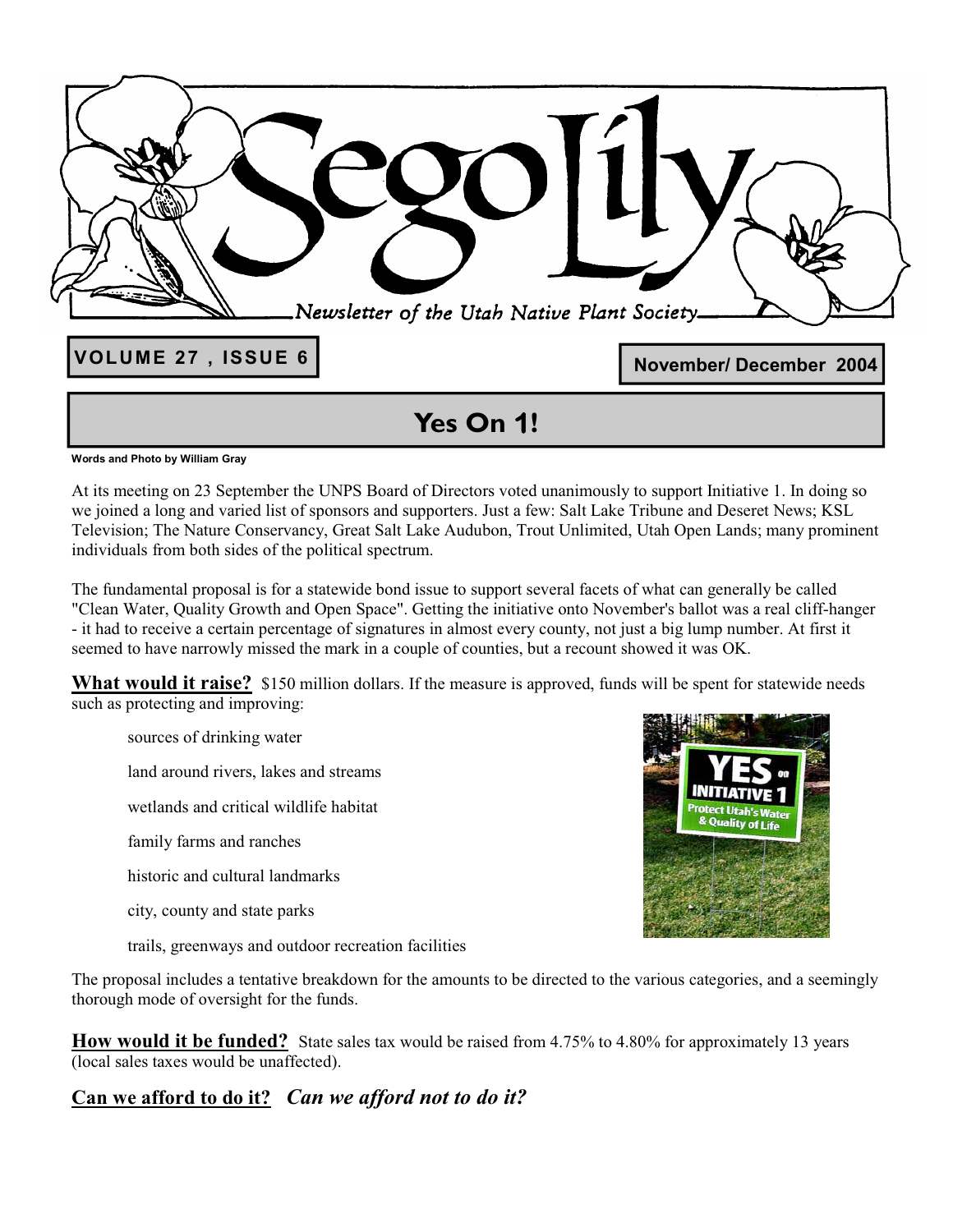# Sego Lily

*Newsletter of the Utah Native Plant Society*

**VOLUME 27 , ISSUE 6**

**November/ December 2004**

## Yes On 1!

**Words and Photo by William Gray**

At its meeting on 23 September the UNPS Board of Directors voted unanimously to support Initiative 1. In doing so we joined a long and varied list of sponsors and supporters. Just a few: Salt Lake Tribune and Deseret News; KSL Television; The Nature Conservancy, Great Salt Lake Audubon, Trout Unlimited, Utah Open Lands; many prominent individuals from both sides of the political spectrum.

The fundamental proposal is for a statewide bond issue to support several facets of what can generally be called "Clean Water, Quality Growth and Open Space". Getting the initiative onto November's ballot was a real cliff-hanger - it had to receive a certain percentage of signatures in almost every county, not just a big lump number. At first it seemed to have narrowly missed the mark in a couple of counties, but a recount showed it was OK.

**What would it raise?** $150 million dollars. If the measure is approved, funds will be spent for statewide needs such as protecting and improving:

- sources of drinking water
- land around rivers, lakes and streams
- wetlands and critical wildlife habitat
- family farms and ranches
- historic and cultural landmarks
- city, county and state parks
- trails, greenways and outdoor recreation facilities

The proposal includes a tentative breakdown for the amounts to be directed to the various categories, and a seemingly thorough mode of oversight for the funds.

**How would it be funded?** State sales tax would be raised from 4.75% to 4.80% for approximately 13 years (local sales taxes would be unaffected).

**Can we afford to do it?** ***Can we afford not to do it?***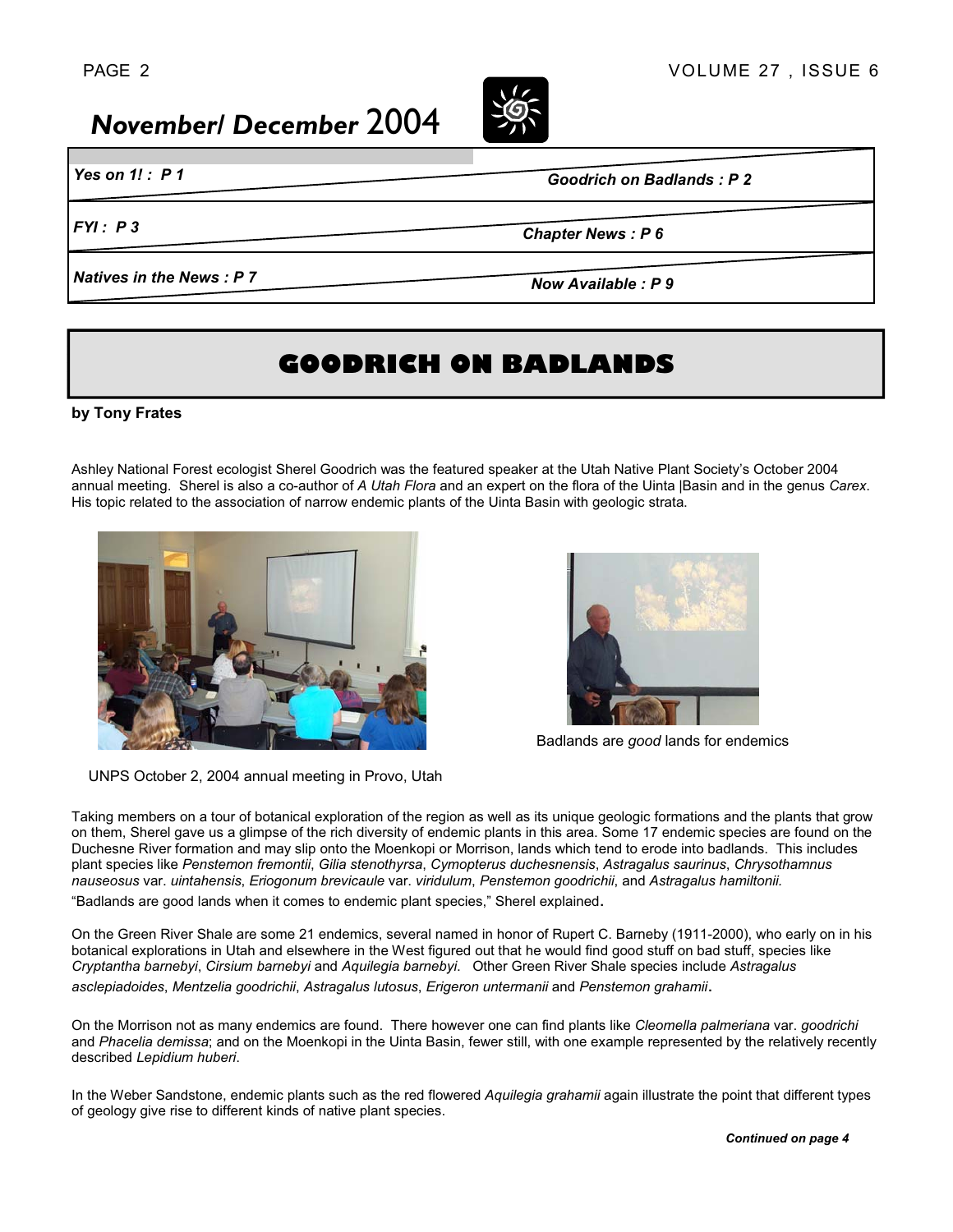November/ December 2004

| | |
|---|---|
| *Yes on 1! : P 1* | *Goodrich on Badlands : P 2* |
| *FYI : P 3* | *Chapter News : P 6* |
| *Natives in the News : P 7* | *Now Available : P 9* |

# GOODRICH ON BADLANDS

**by Tony Frates**

Ashley National Forest ecologist Sherel Goodrich was the featured speaker at the Utah Native Plant Society's October 2004 annual meeting. Sherel is also a co-author of *A Utah Flora* and an expert on the flora of the Uinta |Basin and in the genus *Carex*. His topic related to the association of narrow endemic plants of the Uinta Basin with geologic strata.

UNPS October 2, 2004 annual meeting in Provo, Utah

Badlands are *good* lands for endemics

Taking members on a tour of botanical exploration of the region as well as its unique geologic formations and the plants that grow on them, Sherel gave us a glimpse of the rich diversity of endemic plants in this area. Some 17 endemic species are found on the Duchesne River formation and may slip onto the Moenkopi or Morrison, lands which tend to erode into badlands. This includes plant species like *Penstemon fremontii*, *Gilia stenothyrsa*, *Cymopterus duchesnensis*, *Astragalus saurinus*, *Chrysothamnus nauseosus* var. *uintahensis*, *Eriogonum brevicaule* var. *viridulum*, *Penstemon goodrichii*, and *Astragalus hamiltonii.*

"Badlands are good lands when it comes to endemic plant species," Sherel explained.

On the Green River Shale are some 21 endemics, several named in honor of Rupert C. Barneby (1911-2000), who early on in his botanical explorations in Utah and elsewhere in the West figured out that he would find good stuff on bad stuff, species like *Cryptantha barnebyi*, *Cirsium barnebyi* and *Aquilegia barnebyi*. Other Green River Shale species include *Astragalus asclepiadoides*, *Mentzelia goodrichii*, *Astragalus lutosus*, *Erigeron untermanii* and *Penstemon grahamii*.

On the Morrison not as many endemics are found. There however one can find plants like *Cleomella palmeriana* var. *goodrichi* and *Phacelia demissa*; and on the Moenkopi in the Uinta Basin, fewer still, with one example represented by the relatively recently described *Lepidium huberi*.

In the Weber Sandstone, endemic plants such as the red flowered *Aquilegia grahamii* again illustrate the point that different types of geology give rise to different kinds of native plant species.

***Continued on page 4***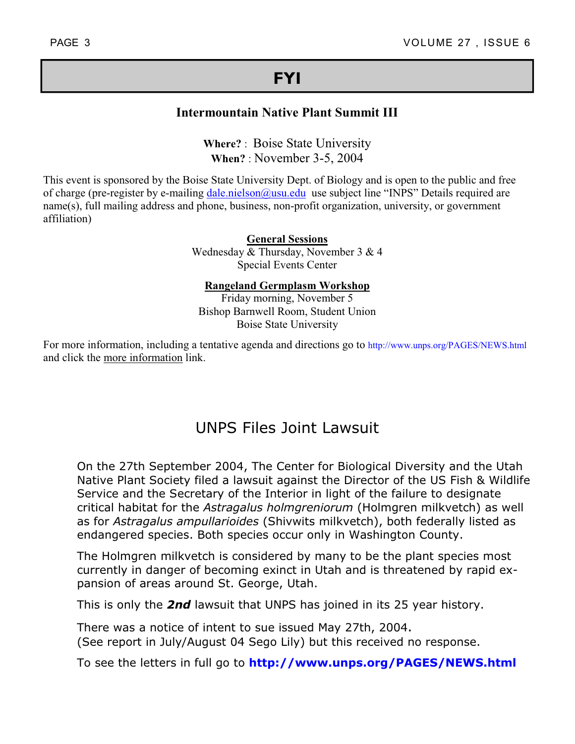# FYI

## Intermountain Native Plant Summit III

**Where?** : Boise State University
**When?** : November 3-5, 2004

This event is sponsored by the Boise State University Dept. of Biology and is open to the public and free of charge (pre-register by e-mailing dale.nielson@usu.edu use subject line "INPS" Details required are name(s), full mailing address and phone, business, non-profit organization, university, or government affiliation)

**General Sessions**
Wednesday & Thursday, November 3 & 4
Special Events Center

**Rangeland Germplasm Workshop**
Friday morning, November 5
Bishop Barnwell Room, Student Union
Boise State University

For more information, including a tentative agenda and directions go to http://www.unps.org/PAGES/NEWS.html and click the more information link.

## UNPS Files Joint Lawsuit

On the 27th September 2004, The Center for Biological Diversity and the Utah Native Plant Society filed a lawsuit against the Director of the US Fish & Wildlife Service and the Secretary of the Interior in light of the failure to designate critical habitat for the *Astragalus holmgreniorum* (Holmgren milkvetch) as well as for *Astragalus ampullarioides* (Shivwits milkvetch), both federally listed as endangered species. Both species occur only in Washington County.

The Holmgren milkvetch is considered by many to be the plant species most currently in danger of becoming exinct in Utah and is threatened by rapid expansion of areas around St. George, Utah.

This is only the ***2nd*** lawsuit that UNPS has joined in its 25 year history.

There was a notice of intent to sue issued May 27th, 2004.
(See report in July/August 04 Sego Lily) but this received no response.

To see the letters in full go to **http://www.unps.org/PAGES/NEWS.html**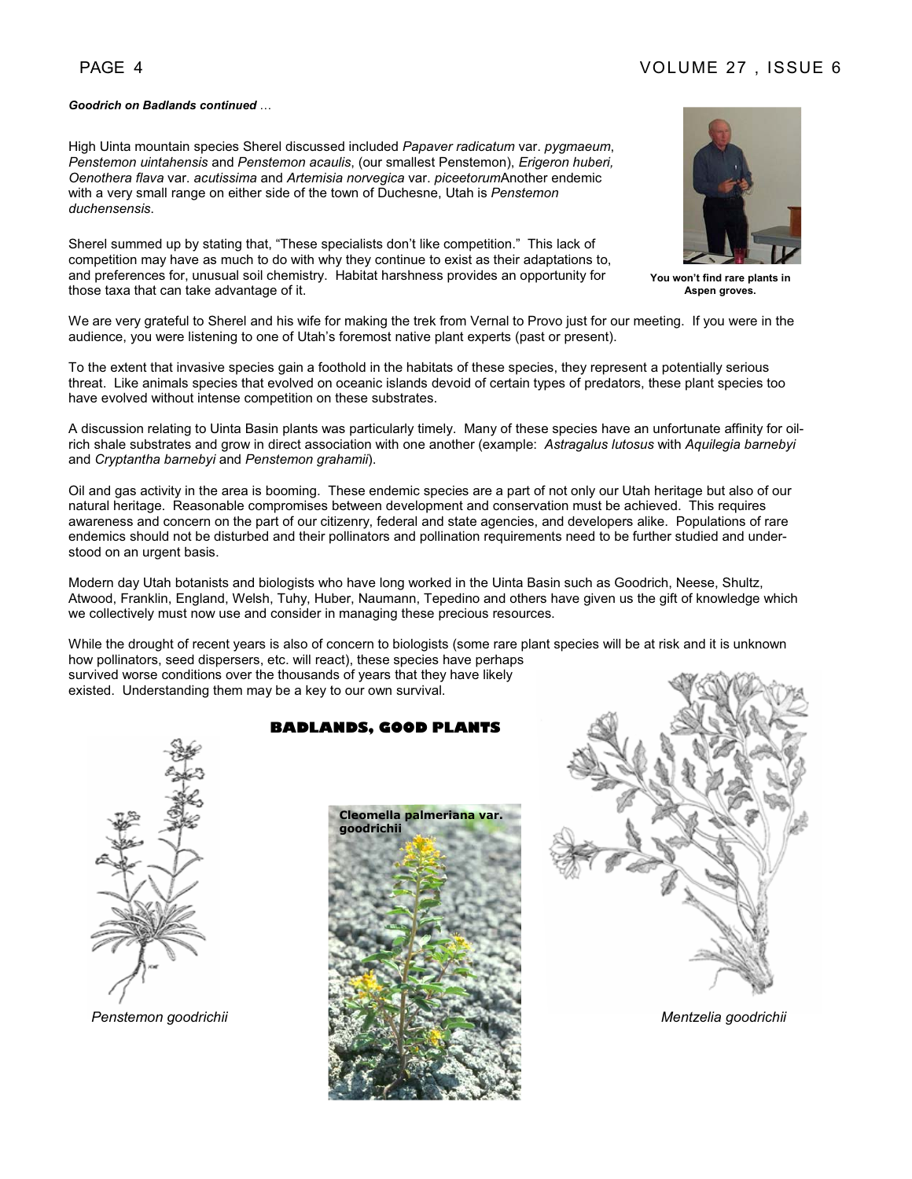***Goodrich on Badlands continued** …*

High Uinta mountain species Sherel discussed included *Papaver radicatum* var. *pygmaeum*, *Penstemon uintahensis* and *Penstemon acaulis*, (our smallest Penstemon), *Erigeron huberi, Oenothera flava* var. *acutissima* and *Artemisia norvegica* var. *piceetorum*Another endemic with a very small range on either side of the town of Duchesne, Utah is *Penstemon duchensensis*.

Sherel summed up by stating that, "These specialists don't like competition." This lack of competition may have as much to do with why they continue to exist as their adaptations to, and preferences for, unusual soil chemistry. Habitat harshness provides an opportunity for those taxa that can take advantage of it.

**You won't find rare plants in Aspen groves.**

We are very grateful to Sherel and his wife for making the trek from Vernal to Provo just for our meeting. If you were in the audience, you were listening to one of Utah's foremost native plant experts (past or present).

To the extent that invasive species gain a foothold in the habitats of these species, they represent a potentially serious threat. Like animals species that evolved on oceanic islands devoid of certain types of predators, these plant species too have evolved without intense competition on these substrates.

A discussion relating to Uinta Basin plants was particularly timely. Many of these species have an unfortunate affinity for oil-rich shale substrates and grow in direct association with one another (example: *Astragalus lutosus* with *Aquilegia barnebyi* and *Cryptantha barnebyi* and *Penstemon grahamii*).

Oil and gas activity in the area is booming. These endemic species are a part of not only our Utah heritage but also of our natural heritage. Reasonable compromises between development and conservation must be achieved. This requires awareness and concern on the part of our citizenry, federal and state agencies, and developers alike. Populations of rare endemics should not be disturbed and their pollinators and pollination requirements need to be further studied and understood on an urgent basis.

Modern day Utah botanists and biologists who have long worked in the Uinta Basin such as Goodrich, Neese, Shultz, Atwood, Franklin, England, Welsh, Tuhy, Huber, Naumann, Tepedino and others have given us the gift of knowledge which we collectively must now use and consider in managing these precious resources.

While the drought of recent years is also of concern to biologists (some rare plant species will be at risk and it is unknown how pollinators, seed dispersers, etc. will react), these species have perhaps survived worse conditions over the thousands of years that they have likely existed. Understanding them may be a key to our own survival.

## BADLANDS, GOOD PLANTS

*Penstemon goodrichii*

**Cleomella palmeriana var. goodrichii**

*Mentzelia goodrichii*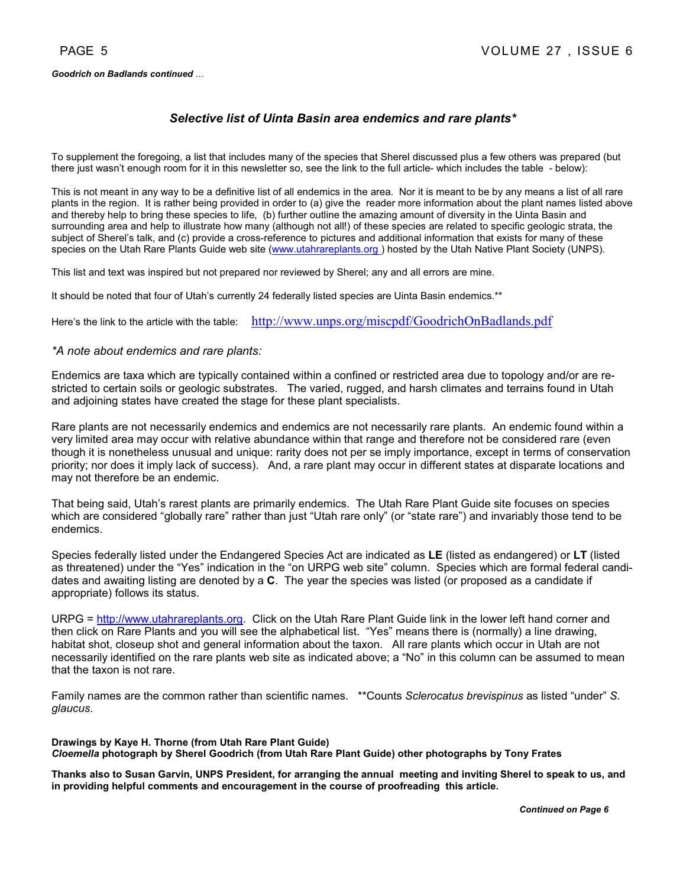*Goodrich on Badlands continued …*

## *Selective list of Uinta Basin area endemics and rare plants**

To supplement the foregoing, a list that includes many of the species that Sherel discussed plus a few others was prepared (but there just wasn't enough room for it in this newsletter so, see the link to the full article- which includes the table - below):

This is not meant in any way to be a definitive list of all endemics in the area. Nor it is meant to be by any means a list of all rare plants in the region. It is rather being provided in order to (a) give the reader more information about the plant names listed above and thereby help to bring these species to life, (b) further outline the amazing amount of diversity in the Uinta Basin and surrounding area and help to illustrate how many (although not all!) of these species are related to specific geologic strata, the subject of Sherel's talk, and (c) provide a cross-reference to pictures and additional information that exists for many of these species on the Utah Rare Plants Guide web site (www.utahrareplants.org ) hosted by the Utah Native Plant Society (UNPS).

This list and text was inspired but not prepared nor reviewed by Sherel; any and all errors are mine.

It should be noted that four of Utah's currently 24 federally listed species are Uinta Basin endemics.**

Here's the link to the article with the table: http://www.unps.org/miscpdf/GoodrichOnBadlands.pdf

*\*A note about endemics and rare plants:*

Endemics are taxa which are typically contained within a confined or restricted area due to topology and/or are restricted to certain soils or geologic substrates. The varied, rugged, and harsh climates and terrains found in Utah and adjoining states have created the stage for these plant specialists.

Rare plants are not necessarily endemics and endemics are not necessarily rare plants. An endemic found within a very limited area may occur with relative abundance within that range and therefore not be considered rare (even though it is nonetheless unusual and unique: rarity does not per se imply importance, except in terms of conservation priority; nor does it imply lack of success). And, a rare plant may occur in different states at disparate locations and may not therefore be an endemic.

That being said, Utah's rarest plants are primarily endemics. The Utah Rare Plant Guide site focuses on species which are considered "globally rare" rather than just "Utah rare only" (or "state rare") and invariably those tend to be endemics.

Species federally listed under the Endangered Species Act are indicated as **LE** (listed as endangered) or **LT** (listed as threatened) under the "Yes" indication in the "on URPG web site" column. Species which are formal federal candidates and awaiting listing are denoted by a **C**. The year the species was listed (or proposed as a candidate if appropriate) follows its status.

URPG = http://www.utahrareplants.org. Click on the Utah Rare Plant Guide link in the lower left hand corner and then click on Rare Plants and you will see the alphabetical list. "Yes" means there is (normally) a line drawing, habitat shot, closeup shot and general information about the taxon. All rare plants which occur in Utah are not necessarily identified on the rare plants web site as indicated above; a "No" in this column can be assumed to mean that the taxon is not rare.

Family names are the common rather than scientific names. **Counts *Sclerocatus brevispinus* as listed "under" *S. glaucus*.

**Drawings by Kaye H. Thorne (from Utah Rare Plant Guide)**
***Cloemella* photograph by Sherel Goodrich (from Utah Rare Plant Guide) other photographs by Tony Frates**

**Thanks also to Susan Garvin, UNPS President, for arranging the annual meeting and inviting Sherel to speak to us, and in providing helpful comments and encouragement in the course of proofreading this article.**

***Continued on Page 6***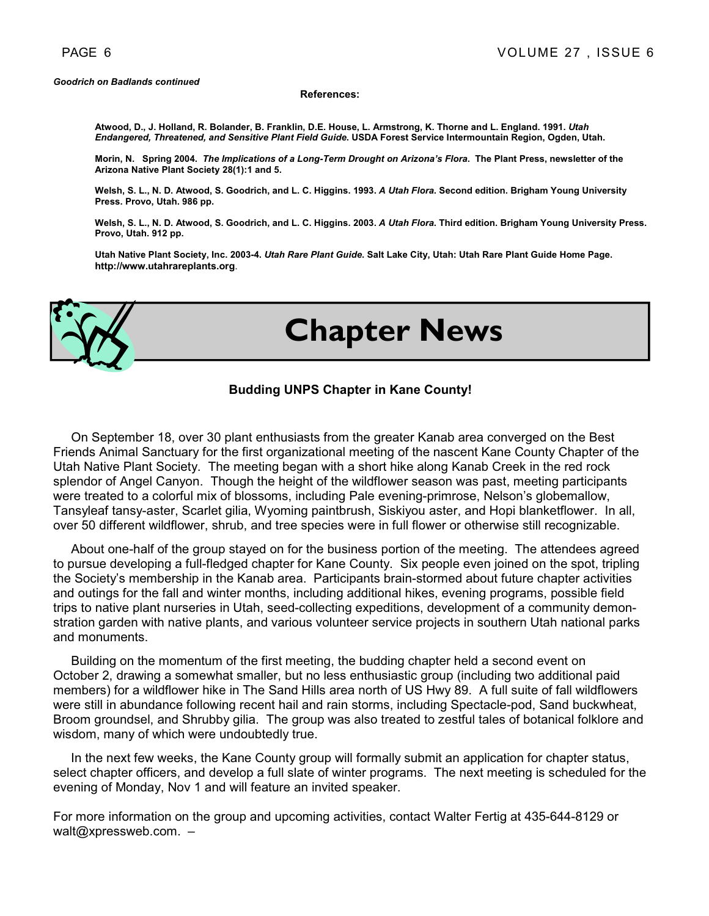*Goodrich on Badlands continued*

**References:**

**Atwood, D., J. Holland, R. Bolander, B. Franklin, D.E. House, L. Armstrong, K. Thorne and L. England. 1991. *Utah Endangered, Threatened, and Sensitive Plant Field Guide*. USDA Forest Service Intermountain Region, Ogden, Utah.**

**Morin, N. Spring 2004. *The Implications of a Long-Term Drought on Arizona's Flora*. The Plant Press, newsletter of the Arizona Native Plant Society 28(1):1 and 5.**

**Welsh, S. L., N. D. Atwood, S. Goodrich, and L. C. Higgins. 1993. *A Utah Flora*. Second edition. Brigham Young University Press. Provo, Utah. 986 pp.**

**Welsh, S. L., N. D. Atwood, S. Goodrich, and L. C. Higgins. 2003. *A Utah Flora*. Third edition. Brigham Young University Press. Provo, Utah. 912 pp.**

**Utah Native Plant Society, Inc. 2003-4. *Utah Rare Plant Guide*. Salt Lake City, Utah: Utah Rare Plant Guide Home Page. http://www.utahrareplants.org**.

# Chapter News

### Budding UNPS Chapter in Kane County!

On September 18, over 30 plant enthusiasts from the greater Kanab area converged on the Best Friends Animal Sanctuary for the first organizational meeting of the nascent Kane County Chapter of the Utah Native Plant Society. The meeting began with a short hike along Kanab Creek in the red rock splendor of Angel Canyon. Though the height of the wildflower season was past, meeting participants were treated to a colorful mix of blossoms, including Pale evening-primrose, Nelson's globemallow, Tansyleaf tansy-aster, Scarlet gilia, Wyoming paintbrush, Siskiyou aster, and Hopi blanketflower. In all, over 50 different wildflower, shrub, and tree species were in full flower or otherwise still recognizable.

About one-half of the group stayed on for the business portion of the meeting. The attendees agreed to pursue developing a full-fledged chapter for Kane County. Six people even joined on the spot, tripling the Society's membership in the Kanab area. Participants brain-stormed about future chapter activities and outings for the fall and winter months, including additional hikes, evening programs, possible field trips to native plant nurseries in Utah, seed-collecting expeditions, development of a community demonstration garden with native plants, and various volunteer service projects in southern Utah national parks and monuments.

Building on the momentum of the first meeting, the budding chapter held a second event on October 2, drawing a somewhat smaller, but no less enthusiastic group (including two additional paid members) for a wildflower hike in The Sand Hills area north of US Hwy 89. A full suite of fall wildflowers were still in abundance following recent hail and rain storms, including Spectacle-pod, Sand buckwheat, Broom groundsel, and Shrubby gilia. The group was also treated to zestful tales of botanical folklore and wisdom, many of which were undoubtedly true.

In the next few weeks, the Kane County group will formally submit an application for chapter status, select chapter officers, and develop a full slate of winter programs. The next meeting is scheduled for the evening of Monday, Nov 1 and will feature an invited speaker.

For more information on the group and upcoming activities, contact Walter Fertig at 435-644-8129 or walt@xpressweb.com. –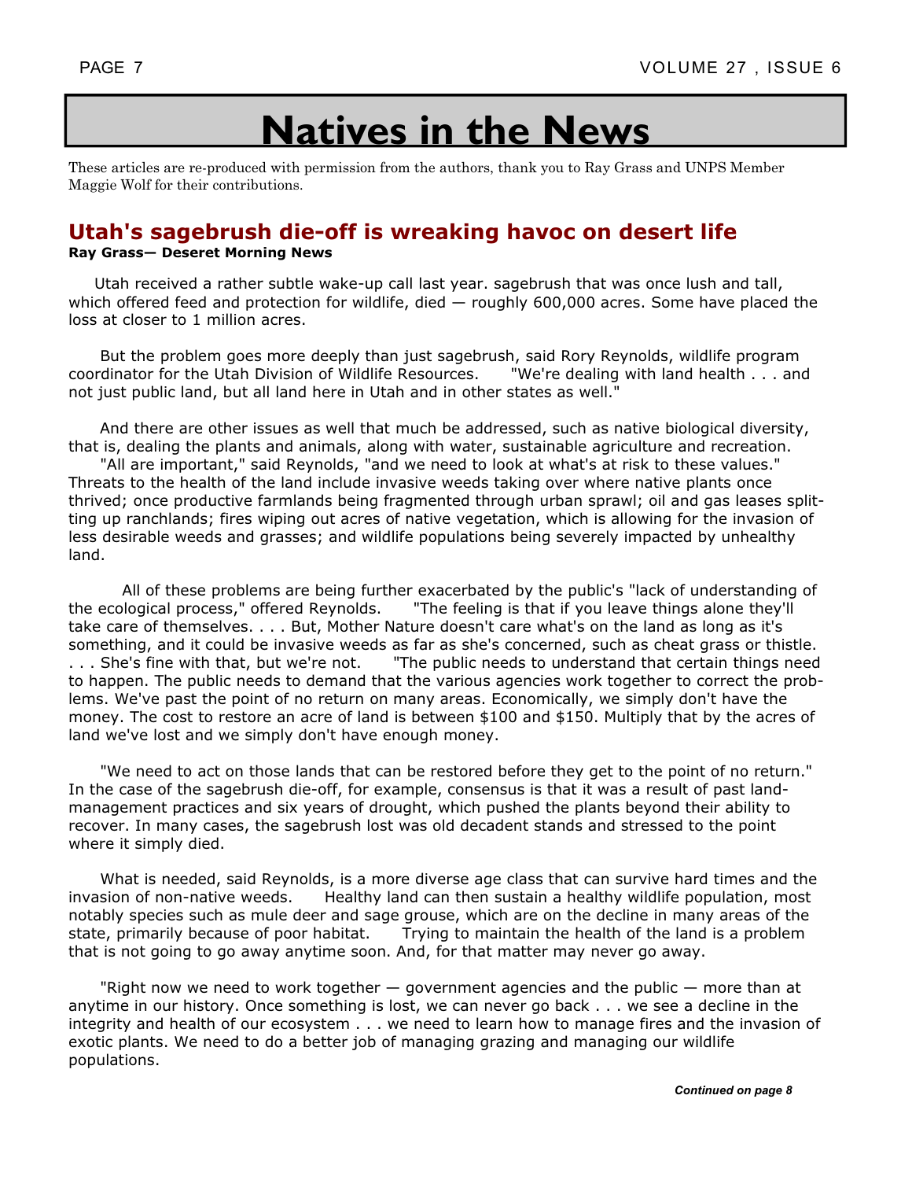# Natives in the News

These articles are re-produced with permission from the authors, thank you to Ray Grass and UNPS Member Maggie Wolf for their contributions.

## Utah's sagebrush die-off is wreaking havoc on desert life

**Ray Grass— Deseret Morning News**

Utah received a rather subtle wake-up call last year. sagebrush that was once lush and tall, which offered feed and protection for wildlife, died — roughly 600,000 acres. Some have placed the loss at closer to 1 million acres.

But the problem goes more deeply than just sagebrush, said Rory Reynolds, wildlife program coordinator for the Utah Division of Wildlife Resources. "We're dealing with land health . . . and not just public land, but all land here in Utah and in other states as well."

And there are other issues as well that much be addressed, such as native biological diversity, that is, dealing the plants and animals, along with water, sustainable agriculture and recreation.

"All are important," said Reynolds, "and we need to look at what's at risk to these values." Threats to the health of the land include invasive weeds taking over where native plants once thrived; once productive farmlands being fragmented through urban sprawl; oil and gas leases splitting up ranchlands; fires wiping out acres of native vegetation, which is allowing for the invasion of less desirable weeds and grasses; and wildlife populations being severely impacted by unhealthy land.

All of these problems are being further exacerbated by the public's "lack of understanding of the ecological process," offered Reynolds. "The feeling is that if you leave things alone they'll take care of themselves. . . . But, Mother Nature doesn't care what's on the land as long as it's something, and it could be invasive weeds as far as she's concerned, such as cheat grass or thistle. . . . She's fine with that, but we're not. "The public needs to understand that certain things need to happen. The public needs to demand that the various agencies work together to correct the problems. We've past the point of no return on many areas. Economically, we simply don't have the money. The cost to restore an acre of land is between $100 and $150. Multiply that by the acres of land we've lost and we simply don't have enough money.

"We need to act on those lands that can be restored before they get to the point of no return." In the case of the sagebrush die-off, for example, consensus is that it was a result of past land-management practices and six years of drought, which pushed the plants beyond their ability to recover. In many cases, the sagebrush lost was old decadent stands and stressed to the point where it simply died.

What is needed, said Reynolds, is a more diverse age class that can survive hard times and the invasion of non-native weeds. Healthy land can then sustain a healthy wildlife population, most notably species such as mule deer and sage grouse, which are on the decline in many areas of the state, primarily because of poor habitat. Trying to maintain the health of the land is a problem that is not going to go away anytime soon. And, for that matter may never go away.

"Right now we need to work together — government agencies and the public — more than at anytime in our history. Once something is lost, we can never go back . . . we see a decline in the integrity and health of our ecosystem . . . we need to learn how to manage fires and the invasion of exotic plants. We need to do a better job of managing grazing and managing our wildlife populations.

*Continued on page 8*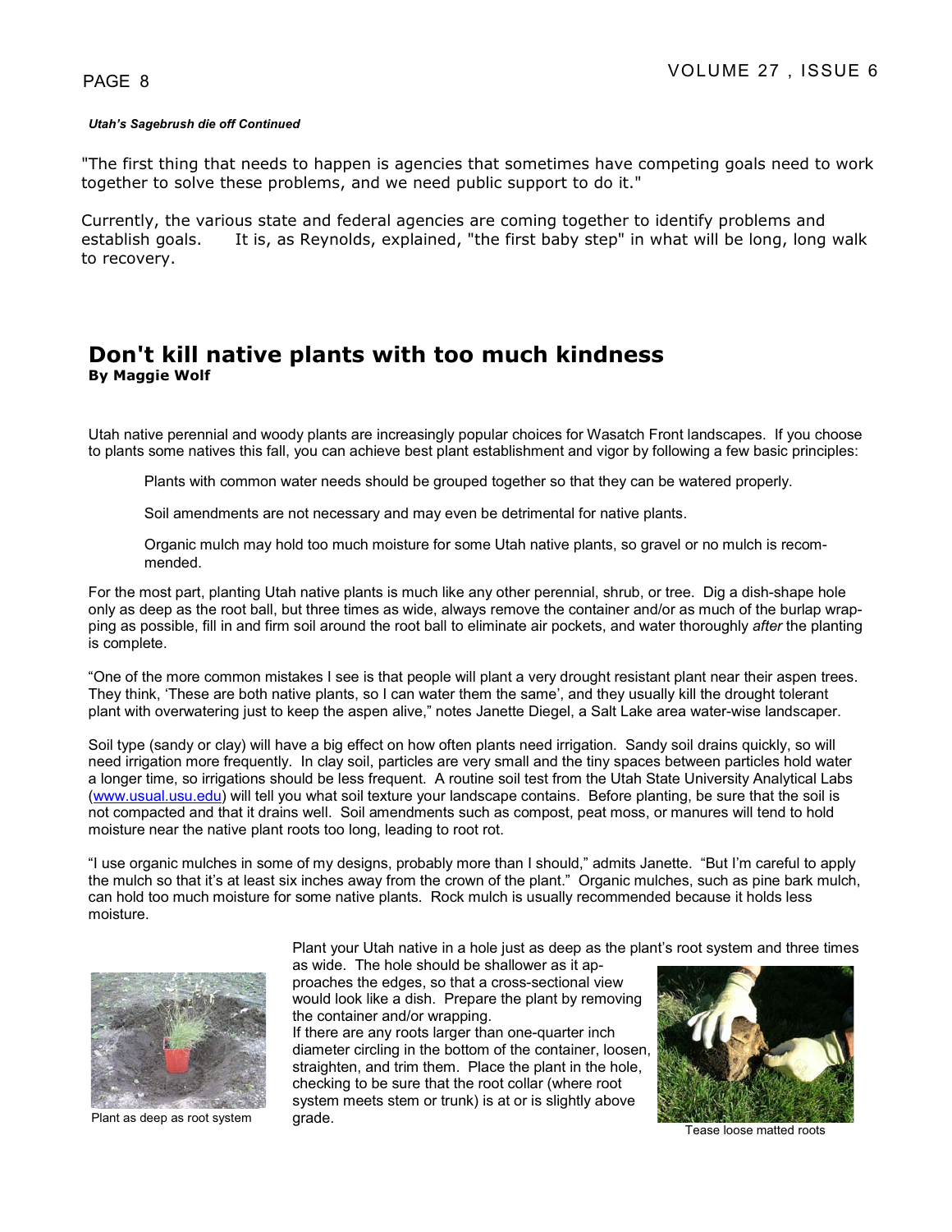*Utah's Sagebrush die off Continued*

"The first thing that needs to happen is agencies that sometimes have competing goals need to work together to solve these problems, and we need public support to do it."

Currently, the various state and federal agencies are coming together to identify problems and establish goals. It is, as Reynolds, explained, "the first baby step" in what will be long, long walk to recovery.

## Don't kill native plants with too much kindness

**By Maggie Wolf**

Utah native perennial and woody plants are increasingly popular choices for Wasatch Front landscapes. If you choose to plants some natives this fall, you can achieve best plant establishment and vigor by following a few basic principles:

Plants with common water needs should be grouped together so that they can be watered properly.

Soil amendments are not necessary and may even be detrimental for native plants.

Organic mulch may hold too much moisture for some Utah native plants, so gravel or no mulch is recommended.

For the most part, planting Utah native plants is much like any other perennial, shrub, or tree. Dig a dish-shape hole only as deep as the root ball, but three times as wide, always remove the container and/or as much of the burlap wrapping as possible, fill in and firm soil around the root ball to eliminate air pockets, and water thoroughly *after* the planting is complete.

"One of the more common mistakes I see is that people will plant a very drought resistant plant near their aspen trees. They think, 'These are both native plants, so I can water them the same', and they usually kill the drought tolerant plant with overwatering just to keep the aspen alive," notes Janette Diegel, a Salt Lake area water-wise landscaper.

Soil type (sandy or clay) will have a big effect on how often plants need irrigation. Sandy soil drains quickly, so will need irrigation more frequently. In clay soil, particles are very small and the tiny spaces between particles hold water a longer time, so irrigations should be less frequent. A routine soil test from the Utah State University Analytical Labs (www.usual.usu.edu) will tell you what soil texture your landscape contains. Before planting, be sure that the soil is not compacted and that it drains well. Soil amendments such as compost, peat moss, or manures will tend to hold moisture near the native plant roots too long, leading to root rot.

"I use organic mulches in some of my designs, probably more than I should," admits Janette. "But I'm careful to apply the mulch so that it's at least six inches away from the crown of the plant." Organic mulches, such as pine bark mulch, can hold too much moisture for some native plants. Rock mulch is usually recommended because it holds less moisture.

Plant your Utah native in a hole just as deep as the plant's root system and three times as wide. The hole should be shallower as it approaches the edges, so that a cross-sectional view would look like a dish. Prepare the plant by removing the container and/or wrapping.

If there are any roots larger than one-quarter inch diameter circling in the bottom of the container, loosen, straighten, and trim them. Place the plant in the hole, checking to be sure that the root collar (where root system meets stem or trunk) is at or is slightly above grade.

Plant as deep as root system

Tease loose matted roots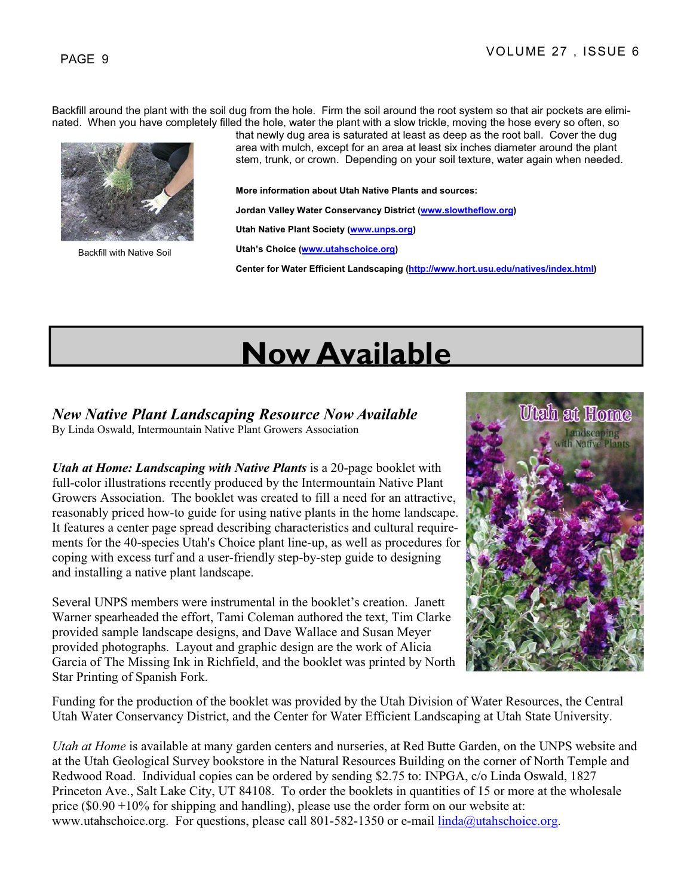Backfill around the plant with the soil dug from the hole. Firm the soil around the root system so that air pockets are eliminated. When you have completely filled the hole, water the plant with a slow trickle, moving the hose every so often, so that newly dug area is saturated at least as deep as the root ball. Cover the dug area with mulch, except for an area at least six inches diameter around the plant stem, trunk, or crown. Depending on your soil texture, water again when needed.

Backfill with Native Soil

**More information about Utah Native Plants and sources:**

**Jordan Valley Water Conservancy District (www.slowtheflow.org)**

**Utah Native Plant Society (www.unps.org)**

**Utah's Choice (www.utahschoice.org)**

**Center for Water Efficient Landscaping (http://www.hort.usu.edu/natives/index.html)**

# Now Available

## *New Native Plant Landscaping Resource Now Available*

By Linda Oswald, Intermountain Native Plant Growers Association

***Utah at Home: Landscaping with Native Plants*** is a 20-page booklet with full-color illustrations recently produced by the Intermountain Native Plant Growers Association. The booklet was created to fill a need for an attractive, reasonably priced how-to guide for using native plants in the home landscape. It features a center page spread describing characteristics and cultural requirements for the 40-species Utah's Choice plant line-up, as well as procedures for coping with excess turf and a user-friendly step-by-step guide to designing and installing a native plant landscape.

Several UNPS members were instrumental in the booklet's creation. Janett Warner spearheaded the effort, Tami Coleman authored the text, Tim Clarke provided sample landscape designs, and Dave Wallace and Susan Meyer provided photographs. Layout and graphic design are the work of Alicia Garcia of The Missing Ink in Richfield, and the booklet was printed by North Star Printing of Spanish Fork.

Funding for the production of the booklet was provided by the Utah Division of Water Resources, the Central Utah Water Conservancy District, and the Center for Water Efficient Landscaping at Utah State University.

*Utah at Home* is available at many garden centers and nurseries, at Red Butte Garden, on the UNPS website and at the Utah Geological Survey bookstore in the Natural Resources Building on the corner of North Temple and Redwood Road. Individual copies can be ordered by sending $2.75 to: INPGA, c/o Linda Oswald, 1827 Princeton Ave., Salt Lake City, UT 84108. To order the booklets in quantities of 15 or more at the wholesale price ($0.90 +10% for shipping and handling), please use the order form on our website at: www.utahschoice.org. For questions, please call 801-582-1350 or e-mail linda@utahschoice.org.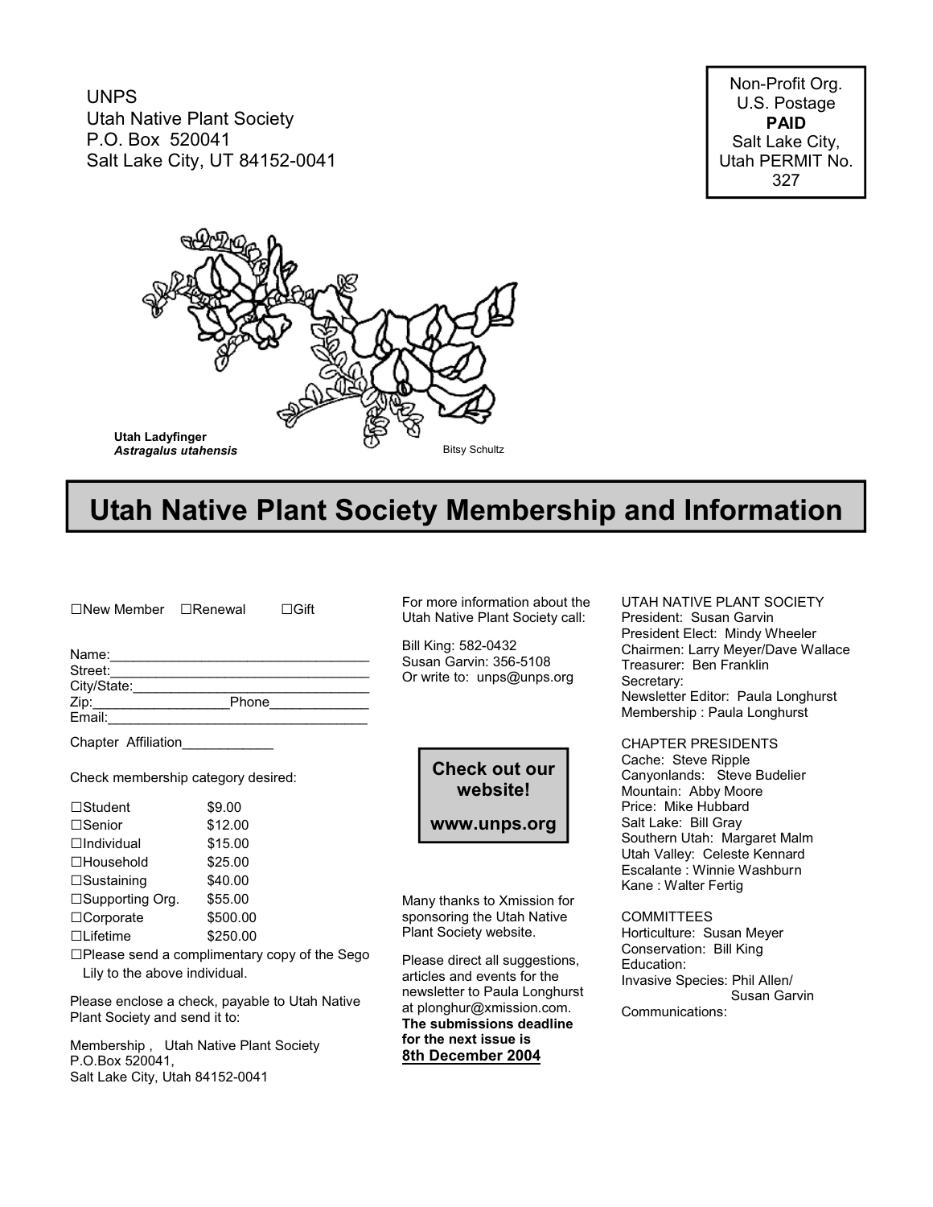UNPS
Utah Native Plant Society
P.O. Box 520041
Salt Lake City, UT 84152-0041

Non-Profit Org.
U.S. Postage
**PAID**
Salt Lake City,
Utah PERMIT No.
327

**Utah Ladyfinger**
***Astragalus utahensis***

Bitsy Schultz

# Utah Native Plant Society Membership and Information

☐New Member ☐Renewal ☐Gift

Name:________________________________
Street:________________________________
City/State:_____________________________
Zip:_________________Phone____________
Email:_________________________________

Chapter Affiliation___________

Check membership category desired:

| | |
|---|---|
| ☐Student | $9.00 |
| ☐Senior | $12.00 |
| ☐Individual | $15.00 |
| ☐Household | $25.00 |
| ☐Sustaining | $40.00 |
| ☐Supporting Org. | $55.00 |
| ☐Corporate | $500.00 |
| ☐Lifetime | $250.00 |

☐Please send a complimentary copy of the Sego Lily to the above individual.

Please enclose a check, payable to Utah Native Plant Society and send it to:

Membership , Utah Native Plant Society
P.O.Box 520041,
Salt Lake City, Utah 84152-0041

For more information about the Utah Native Plant Society call:

Bill King: 582-0432
Susan Garvin: 356-5108
Or write to: unps@unps.org

**Check out our website!**

**www.unps.org**

Many thanks to Xmission for sponsoring the Utah Native Plant Society website.

Please direct all suggestions, articles and events for the newsletter to Paula Longhurst at plonghur@xmission.com. **The submissions deadline for the next issue is**
**8th December 2004**

UTAH NATIVE PLANT SOCIETY
President: Susan Garvin
President Elect: Mindy Wheeler
Chairmen: Larry Meyer/Dave Wallace
Treasurer: Ben Franklin
Secretary:
Newsletter Editor: Paula Longhurst
Membership : Paula Longhurst

CHAPTER PRESIDENTS
Cache: Steve Ripple
Canyonlands: Steve Budelier
Mountain: Abby Moore
Price: Mike Hubbard
Salt Lake: Bill Gray
Southern Utah: Margaret Malm
Utah Valley: Celeste Kennard
Escalante : Winnie Washburn
Kane : Walter Fertig

COMMITTEES
Horticulture: Susan Meyer
Conservation: Bill King
Education:
Invasive Species: Phil Allen/
Susan Garvin
Communications: